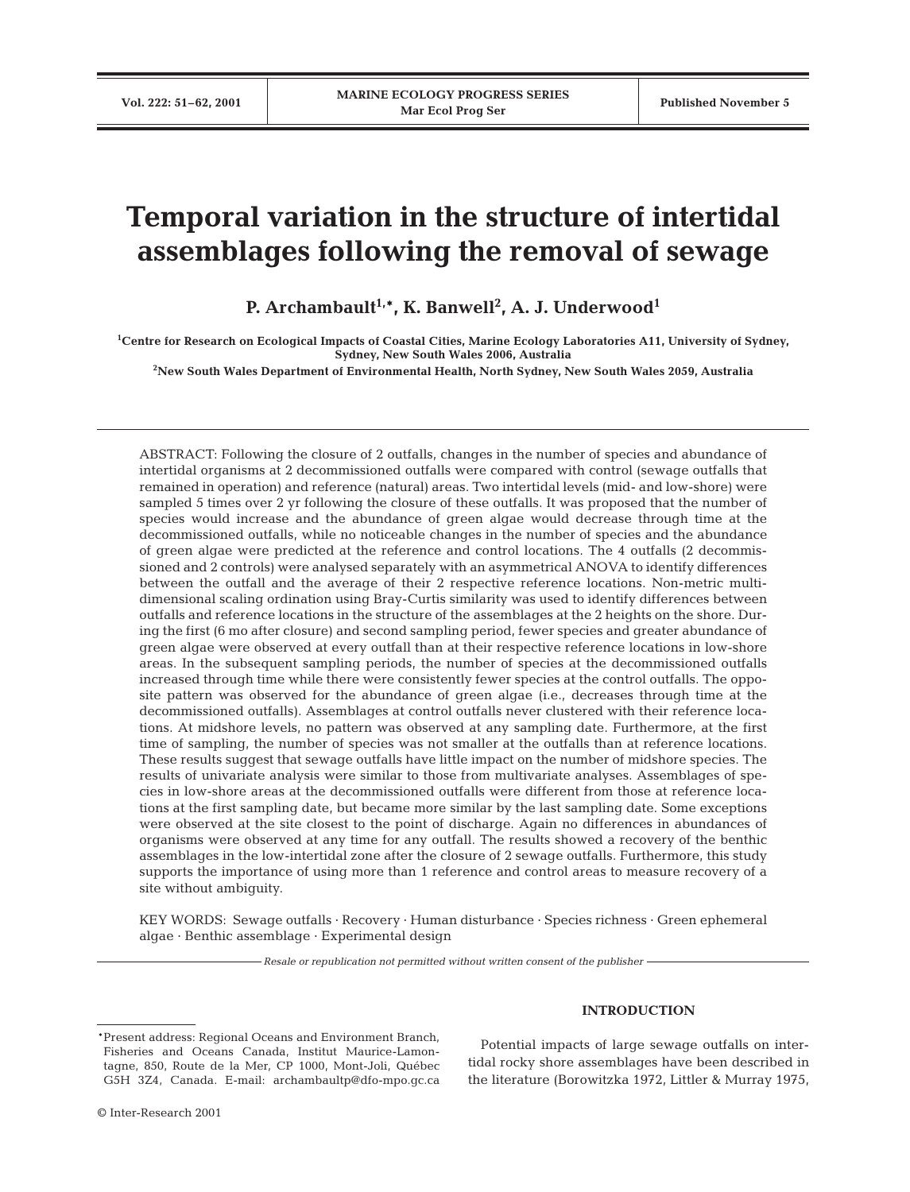# Temporal variation in the structure of intertidal assemblages following the removal of sewage

**P. Archambault[1,*], K. Banwell[2], A. J. Underwood[1]**

[1]Centre for Research on Ecological Impacts of Coastal Cities, Marine Ecology Laboratories A11, University of Sydney, Sydney, New South Wales 2006, Australia

[2]New South Wales Department of Environmental Health, North Sydney, New South Wales 2059, Australia

ABSTRACT: Following the closure of 2 outfalls, changes in the number of species and abundance of intertidal organisms at 2 decommissioned outfalls were compared with control (sewage outfalls that remained in operation) and reference (natural) areas. Two intertidal levels (mid- and low-shore) were sampled 5 times over 2 yr following the closure of these outfalls. It was proposed that the number of species would increase and the abundance of green algae would decrease through time at the decommissioned outfalls, while no noticeable changes in the number of species and the abundance of green algae were predicted at the reference and control locations. The 4 outfalls (2 decommissioned and 2 controls) were analysed separately with an asymmetrical ANOVA to identify differences between the outfall and the average of their 2 respective reference locations. Non-metric multidimensional scaling ordination using Bray-Curtis similarity was used to identify differences between outfalls and reference locations in the structure of the assemblages at the 2 heights on the shore. During the first (6 mo after closure) and second sampling period, fewer species and greater abundance of green algae were observed at every outfall than at their respective reference locations in low-shore areas. In the subsequent sampling periods, the number of species at the decommissioned outfalls increased through time while there were consistently fewer species at the control outfalls. The opposite pattern was observed for the abundance of green algae (i.e., decreases through time at the decommissioned outfalls). Assemblages at control outfalls never clustered with their reference locations. At midshore levels, no pattern was observed at any sampling date. Furthermore, at the first time of sampling, the number of species was not smaller at the outfalls than at reference locations. These results suggest that sewage outfalls have little impact on the number of midshore species. The results of univariate analysis were similar to those from multivariate analyses. Assemblages of species in low-shore areas at the decommissioned outfalls were different from those at reference locations at the first sampling date, but became more similar by the last sampling date. Some exceptions were observed at the site closest to the point of discharge. Again no differences in abundances of organisms were observed at any time for any outfall. The results showed a recovery of the benthic assemblages in the low-intertidal zone after the closure of 2 sewage outfalls. Furthermore, this study supports the importance of using more than 1 reference and control areas to measure recovery of a site without ambiguity.

KEY WORDS: Sewage outfalls · Recovery · Human disturbance · Species richness · Green ephemeral algae · Benthic assemblage · Experimental design

*Resale or republication not permitted without written consent of the publisher*

## INTRODUCTION

Potential impacts of large sewage outfalls on intertidal rocky shore assemblages have been described in the literature (Borowitzka 1972, Littler & Murray 1975,

*Present address: Regional Oceans and Environment Branch, Fisheries and Oceans Canada, Institut Maurice-Lamontagne, 850, Route de la Mer, CP 1000, Mont-Joli, Québec G5H 3Z4, Canada. E-mail: archambaultp@dfo-mpo.gc.ca

© Inter-Research 2001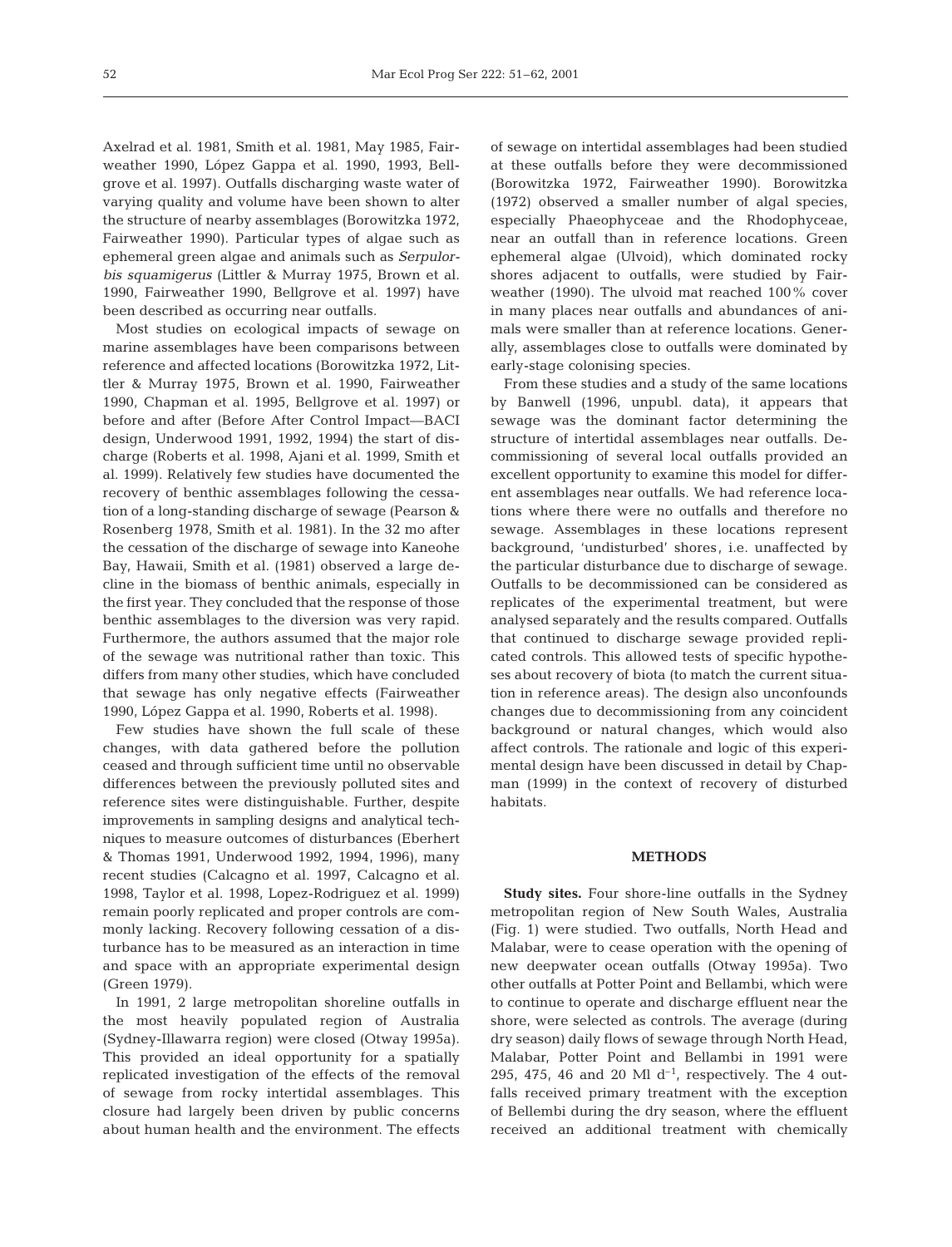Axelrad et al. 1981, Smith et al. 1981, May 1985, Fairweather 1990, López Gappa et al. 1990, 1993, Bellgrove et al. 1997). Outfalls discharging waste water of varying quality and volume have been shown to alter the structure of nearby assemblages (Borowitzka 1972, Fairweather 1990). Particular types of algae such as ephemeral green algae and animals such as *Serpulorbis squamigerus* (Littler & Murray 1975, Brown et al. 1990, Fairweather 1990, Bellgrove et al. 1997) have been described as occurring near outfalls.

Most studies on ecological impacts of sewage on marine assemblages have been comparisons between reference and affected locations (Borowitzka 1972, Littler & Murray 1975, Brown et al. 1990, Fairweather 1990, Chapman et al. 1995, Bellgrove et al. 1997) or before and after (Before After Control Impact—BACI design, Underwood 1991, 1992, 1994) the start of discharge (Roberts et al. 1998, Ajani et al. 1999, Smith et al. 1999). Relatively few studies have documented the recovery of benthic assemblages following the cessation of a long-standing discharge of sewage (Pearson & Rosenberg 1978, Smith et al. 1981). In the 32 mo after the cessation of the discharge of sewage into Kaneohe Bay, Hawaii, Smith et al. (1981) observed a large decline in the biomass of benthic animals, especially in the first year. They concluded that the response of those benthic assemblages to the diversion was very rapid. Furthermore, the authors assumed that the major role of the sewage was nutritional rather than toxic. This differs from many other studies, which have concluded that sewage has only negative effects (Fairweather 1990, López Gappa et al. 1990, Roberts et al. 1998).

Few studies have shown the full scale of these changes, with data gathered before the pollution ceased and through sufficient time until no observable differences between the previously polluted sites and reference sites were distinguishable. Further, despite improvements in sampling designs and analytical techniques to measure outcomes of disturbances (Eberhert & Thomas 1991, Underwood 1992, 1994, 1996), many recent studies (Calcagno et al. 1997, Calcagno et al. 1998, Taylor et al. 1998, Lopez-Rodriguez et al. 1999) remain poorly replicated and proper controls are commonly lacking. Recovery following cessation of a disturbance has to be measured as an interaction in time and space with an appropriate experimental design (Green 1979).

In 1991, 2 large metropolitan shoreline outfalls in the most heavily populated region of Australia (Sydney-Illawarra region) were closed (Otway 1995a). This provided an ideal opportunity for a spatially replicated investigation of the effects of the removal of sewage from rocky intertidal assemblages. This closure had largely been driven by public concerns about human health and the environment. The effects of sewage on intertidal assemblages had been studied at these outfalls before they were decommissioned (Borowitzka 1972, Fairweather 1990). Borowitzka (1972) observed a smaller number of algal species, especially Phaeophyceae and the Rhodophyceae, near an outfall than in reference locations. Green ephemeral algae (Ulvoid), which dominated rocky shores adjacent to outfalls, were studied by Fairweather (1990). The ulvoid mat reached 100% cover in many places near outfalls and abundances of animals were smaller than at reference locations. Generally, assemblages close to outfalls were dominated by early-stage colonising species.

From these studies and a study of the same locations by Banwell (1996, unpubl. data), it appears that sewage was the dominant factor determining the structure of intertidal assemblages near outfalls. Decommissioning of several local outfalls provided an excellent opportunity to examine this model for different assemblages near outfalls. We had reference locations where there were no outfalls and therefore no sewage. Assemblages in these locations represent background, 'undisturbed' shores, i.e. unaffected by the particular disturbance due to discharge of sewage. Outfalls to be decommissioned can be considered as replicates of the experimental treatment, but were analysed separately and the results compared. Outfalls that continued to discharge sewage provided replicated controls. This allowed tests of specific hypotheses about recovery of biota (to match the current situation in reference areas). The design also unconfounds changes due to decommissioning from any coincident background or natural changes, which would also affect controls. The rationale and logic of this experimental design have been discussed in detail by Chapman (1999) in the context of recovery of disturbed habitats.

## METHODS

**Study sites.** Four shore-line outfalls in the Sydney metropolitan region of New South Wales, Australia (Fig. 1) were studied. Two outfalls, North Head and Malabar, were to cease operation with the opening of new deepwater ocean outfalls (Otway 1995a). Two other outfalls at Potter Point and Bellambi, which were to continue to operate and discharge effluent near the shore, were selected as controls. The average (during dry season) daily flows of sewage through North Head, Malabar, Potter Point and Bellambi in 1991 were 295, 475, 46 and 20 Ml $d^{-1}$, respectively. The 4 outfalls received primary treatment with the exception of Bellembi during the dry season, where the effluent received an additional treatment with chemically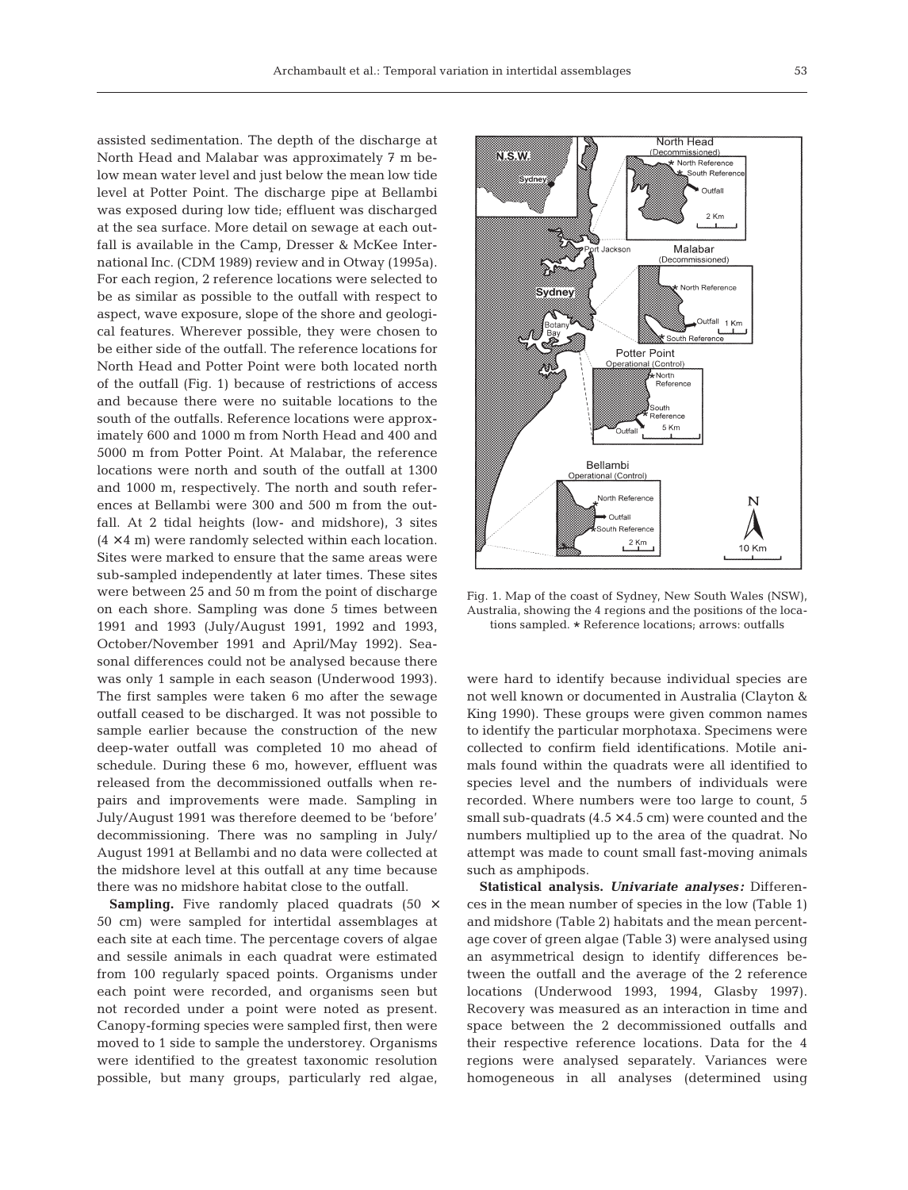assisted sedimentation. The depth of the discharge at North Head and Malabar was approximately 7 m below mean water level and just below the mean low tide level at Potter Point. The discharge pipe at Bellambi was exposed during low tide; effluent was discharged at the sea surface. More detail on sewage at each outfall is available in the Camp, Dresser & McKee International Inc. (CDM 1989) review and in Otway (1995a). For each region, 2 reference locations were selected to be as similar as possible to the outfall with respect to aspect, wave exposure, slope of the shore and geological features. Wherever possible, they were chosen to be either side of the outfall. The reference locations for North Head and Potter Point were both located north of the outfall (Fig. 1) because of restrictions of access and because there were no suitable locations to the south of the outfalls. Reference locations were approximately 600 and 1000 m from North Head and 400 and 5000 m from Potter Point. At Malabar, the reference locations were north and south of the outfall at 1300 and 1000 m, respectively. The north and south references at Bellambi were 300 and 500 m from the outfall. At 2 tidal heights (low- and midshore), 3 sites (4 × 4 m) were randomly selected within each location. Sites were marked to ensure that the same areas were sub-sampled independently at later times. These sites were between 25 and 50 m from the point of discharge on each shore. Sampling was done 5 times between 1991 and 1993 (July/August 1991, 1992 and 1993, October/November 1991 and April/May 1992). Seasonal differences could not be analysed because there was only 1 sample in each season (Underwood 1993). The first samples were taken 6 mo after the sewage outfall ceased to be discharged. It was not possible to sample earlier because the construction of the new deep-water outfall was completed 10 mo ahead of schedule. During these 6 mo, however, effluent was released from the decommissioned outfalls when repairs and improvements were made. Sampling in July/August 1991 was therefore deemed to be 'before' decommissioning. There was no sampling in July/August 1991 at Bellambi and no data were collected at the midshore level at this outfall at any time because there was no midshore habitat close to the outfall.

**Sampling.** Five randomly placed quadrats (50 × 50 cm) were sampled for intertidal assemblages at each site at each time. The percentage covers of algae and sessile animals in each quadrat were estimated from 100 regularly spaced points. Organisms under each point were recorded, and organisms seen but not recorded under a point were noted as present. Canopy-forming species were sampled first, then were moved to 1 side to sample the understorey. Organisms were identified to the greatest taxonomic resolution possible, but many groups, particularly red algae, were hard to identify because individual species are not well known or documented in Australia (Clayton & King 1990). These groups were given common names to identify the particular morphotaxa. Specimens were collected to confirm field identifications. Motile animals found within the quadrats were all identified to species level and the numbers of individuals were recorded. Where numbers were too large to count, 5 small sub-quadrats (4.5 × 4.5 cm) were counted and the numbers multiplied up to the area of the quadrat. No attempt was made to count small fast-moving animals such as amphipods.

Fig. 1. Map of the coast of Sydney, New South Wales (NSW), Australia, showing the 4 regions and the positions of the locations sampled. ⋆ Reference locations; arrows: outfalls

**Statistical analysis.** ***Univariate analyses:*** Differences in the mean number of species in the low (Table 1) and midshore (Table 2) habitats and the mean percentage cover of green algae (Table 3) were analysed using an asymmetrical design to identify differences between the outfall and the average of the 2 reference locations (Underwood 1993, 1994, Glasby 1997). Recovery was measured as an interaction in time and space between the 2 decommissioned outfalls and their respective reference locations. Data for the 4 regions were analysed separately. Variances were homogeneous in all analyses (determined using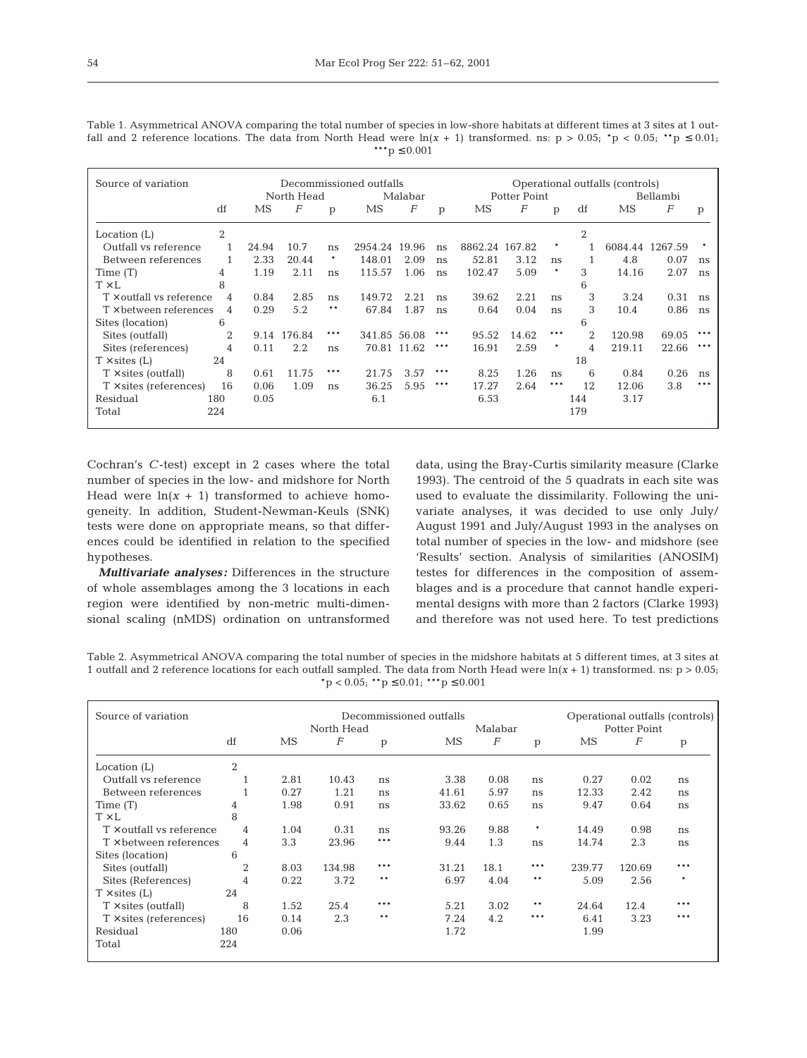Table 1. Asymmetrical ANOVA comparing the total number of species in low-shore habitats at different times at 3 sites at 1 outfall and 2 reference locations. The data from North Head were $\ln(x + 1)$ transformed. ns: $p > 0.05$; \*$p < 0.05$; \*\*$p \leq 0.01$; \*\*\*$p \leq 0.001$

| Source of variation | | Decommissioned outfalls | | | | | | Operational outfalls (controls) | | | | | | |
|---|---|---|---|---|---|---|---|---|---|---|---|---|---|---|
| | | North Head | | | Malabar | | | Potter Point | | | | Bellambi | | |
| | df | MS | $F$ | p | MS | $F$ | p | MS | $F$ | p | df | MS | $F$ | p |
| Location (L) | 2 | | | | | | | | | | 2 | | | |
| Outfall vs reference | 1 | 24.94 | 10.7 | ns | 2954.24 | 19.96 | ns | 8862.24 | 167.82 | * | 1 | 6084.44 | 1267.59 | * |
| Between references | 1 | 2.33 | 20.44 | * | 148.01 | 2.09 | ns | 52.81 | 3.12 | ns | 1 | 4.8 | 0.07 | ns |
| Time (T) | 4 | 1.19 | 2.11 | ns | 115.57 | 1.06 | ns | 102.47 | 5.09 | * | 3 | 14.16 | 2.07 | ns |
| T × L | 8 | | | | | | | | | | 6 | | | |
| T × outfall vs reference | 4 | 0.84 | 2.85 | ns | 149.72 | 2.21 | ns | 39.62 | 2.21 | ns | 3 | 3.24 | 0.31 | ns |
| T × between references | 4 | 0.29 | 5.2 | ** | 67.84 | 1.87 | ns | 0.64 | 0.04 | ns | 3 | 10.4 | 0.86 | ns |
| Sites (location) | 6 | | | | | | | | | | 6 | | | |
| Sites (outfall) | 2 | 9.14 | 176.84 | *** | 341.85 | 56.08 | *** | 95.52 | 14.62 | *** | 2 | 120.98 | 69.05 | *** |
| Sites (references) | 4 | 0.11 | 2.2 | ns | 70.81 | 11.62 | *** | 16.91 | 2.59 | * | 4 | 219.11 | 22.66 | *** |
| T × sites (L) | 24 | | | | | | | | | | 18 | | | |
| T × sites (outfall) | 8 | 0.61 | 11.75 | *** | 21.75 | 3.57 | *** | 8.25 | 1.26 | ns | 6 | 0.84 | 0.26 | ns |
| T × sites (references) | 16 | 0.06 | 1.09 | ns | 36.25 | 5.95 | *** | 17.27 | 2.64 | *** | 12 | 12.06 | 3.8 | *** |
| Residual | 180 | 0.05 | | | 6.1 | | | 6.53 | | | 144 | 3.17 | | |
| Total | 224 | | | | | | | | | | 179 | | | |

Cochran's $C$-test) except in 2 cases where the total number of species in the low- and midshore for North Head were $\ln(x + 1)$ transformed to achieve homogeneity. In addition, Student-Newman-Keuls (SNK) tests were done on appropriate means, so that differences could be identified in relation to the specified hypotheses.

***Multivariate analyses:*** Differences in the structure of whole assemblages among the 3 locations in each region were identified by non-metric multi-dimensional scaling (nMDS) ordination on untransformed data, using the Bray-Curtis similarity measure (Clarke 1993). The centroid of the 5 quadrats in each site was used to evaluate the dissimilarity. Following the univariate analyses, it was decided to use only July/August 1991 and July/August 1993 in the analyses on total number of species in the low- and midshore (see 'Results' section. Analysis of similarities (ANOSIM) testes for differences in the composition of assemblages and is a procedure that cannot handle experimental designs with more than 2 factors (Clarke 1993) and therefore was not used here. To test predictions

Table 2. Asymmetrical ANOVA comparing the total number of species in the midshore habitats at 5 different times, at 3 sites at 1 outfall and 2 reference locations for each outfall sampled. The data from North Head were $\ln(x + 1)$ transformed. ns: $p > 0.05$; \*$p < 0.05$; \*\*$p \leq 0.01$; \*\*\*$p \leq 0.001$

| Source of variation | | Decommissioned outfalls | | | | | | Operational outfalls (controls) | | |
|---|---|---|---|---|---|---|---|---|---|---|
| | | North Head | | | Malabar | | | Potter Point | | |
| | df | MS | $F$ | p | MS | $F$ | p | MS | $F$ | p |
| Location (L) | 2 | | | | | | | | | |
| Outfall vs reference | 1 | 2.81 | 10.43 | ns | 3.38 | 0.08 | ns | 0.27 | 0.02 | ns |
| Between references | 1 | 0.27 | 1.21 | ns | 41.61 | 5.97 | ns | 12.33 | 2.42 | ns |
| Time (T) | 4 | 1.98 | 0.91 | ns | 33.62 | 0.65 | ns | 9.47 | 0.64 | ns |
| T × L | 8 | | | | | | | | | |
| T × outfall vs reference | 4 | 1.04 | 0.31 | ns | 93.26 | 9.88 | * | 14.49 | 0.98 | ns |
| T × between references | 4 | 3.3 | 23.96 | *** | 9.44 | 1.3 | ns | 14.74 | 2.3 | ns |
| Sites (location) | 6 | | | | | | | | | |
| Sites (outfall) | 2 | 8.03 | 134.98 | *** | 31.21 | 18.1 | *** | 239.77 | 120.69 | *** |
| Sites (References) | 4 | 0.22 | 3.72 | ** | 6.97 | 4.04 | ** | 5.09 | 2.56 | * |
| T × sites (L) | 24 | | | | | | | | | |
| T × sites (outfall) | 8 | 1.52 | 25.4 | *** | 5.21 | 3.02 | ** | 24.64 | 12.4 | *** |
| T × sites (references) | 16 | 0.14 | 2.3 | ** | 7.24 | 4.2 | *** | 6.41 | 3.23 | *** |
| Residual | 180 | 0.06 | | | 1.72 | | | 1.99 | | |
| Total | 224 | | | | | | | | | |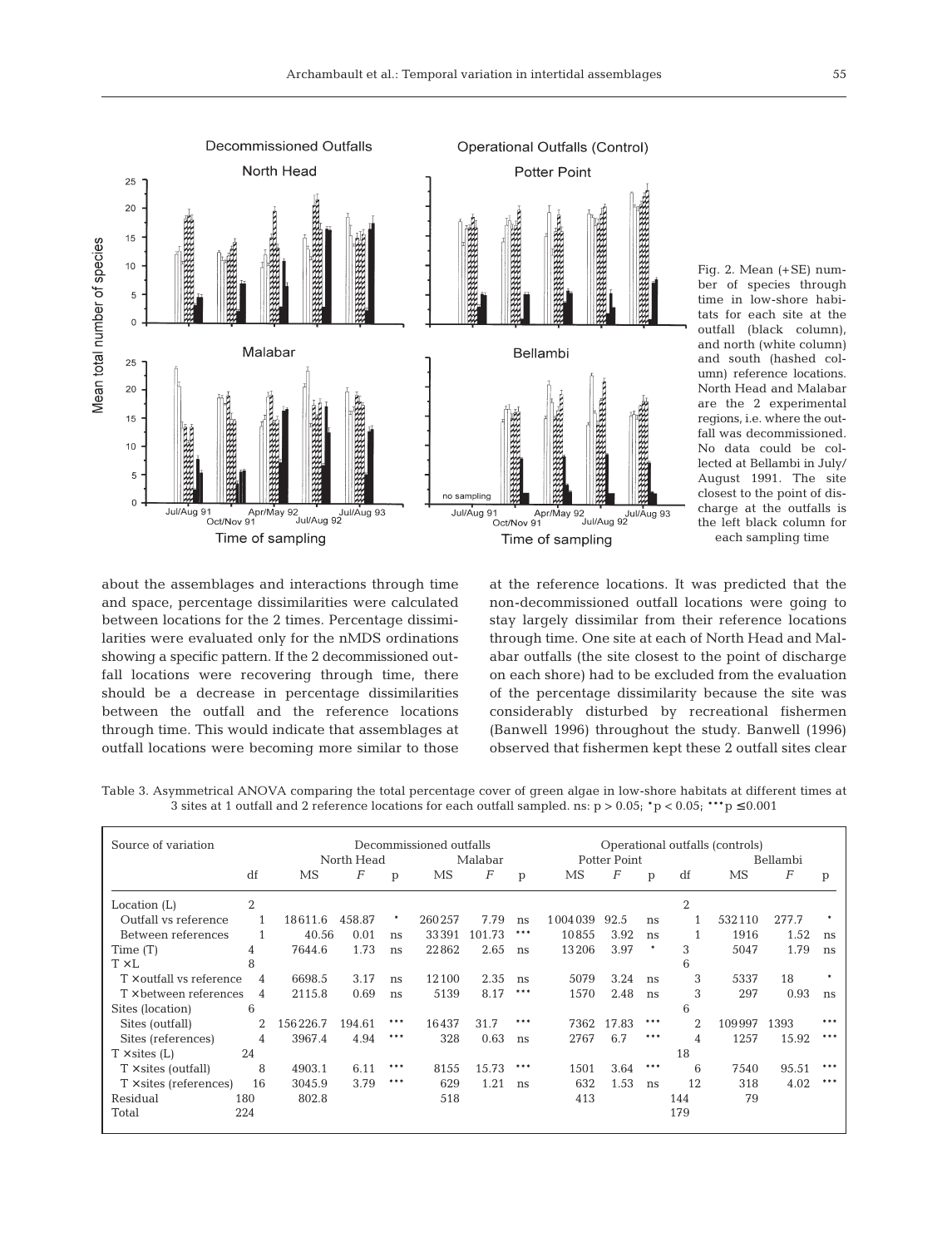Fig. 2. Mean (+SE) number of species through time in low-shore habitats for each site at the outfall (black column), and north (white column) and south (hashed column) reference locations. North Head and Malabar are the 2 experimental regions, i.e. where the outfall was decommissioned. No data could be collected at Bellambi in July/August 1991. The site closest to the point of discharge at the outfalls is the left black column for each sampling time

about the assemblages and interactions through time and space, percentage dissimilarities were calculated between locations for the 2 times. Percentage dissimilarities were evaluated only for the nMDS ordinations showing a specific pattern. If the 2 decommissioned outfall locations were recovering through time, there should be a decrease in percentage dissimilarities between the outfall and the reference locations through time. This would indicate that assemblages at outfall locations were becoming more similar to those at the reference locations. It was predicted that the non-decommissioned outfall locations were going to stay largely dissimilar from their reference locations through time. One site at each of North Head and Malabar outfalls (the site closest to the point of discharge on each shore) had to be excluded from the evaluation of the percentage dissimilarity because the site was considerably disturbed by recreational fishermen (Banwell 1996) throughout the study. Banwell (1996) observed that fishermen kept these 2 outfall sites clear

Table 3. Asymmetrical ANOVA comparing the total percentage cover of green algae in low-shore habitats at different times at 3 sites at 1 outfall and 2 reference locations for each outfall sampled. ns: $p > 0.05$; * $p < 0.05$; *** $p \leq 0.001$

| Source of variation | | Decommissioned outfalls | | | | | | Operational outfalls (controls) | | | | | | |
|---|---|---|---|---|---|---|---|---|---|---|---|---|---|---|
| | | North Head | | | Malabar | | | Potter Point | | | | Bellambi | | |
| | df | MS | *F* | p | MS | *F* | p | MS | *F* | p | df | MS | *F* | p |
| Location (L) | 2 | | | | | | | | | | 2 | | | |
| Outfall vs reference | 1 | 18611.6 | 458.87 | * | 260257 | 7.79 | ns | 1004039 | 92.5 | ns | 1 | 532110 | 277.7 | * |
| Between references | 1 | 40.56 | 0.01 | ns | 33391 | 101.73 | *** | 10855 | 3.92 | ns | 1 | 1916 | 1.52 | ns |
| Time (T) | 4 | 7644.6 | 1.73 | ns | 22862 | 2.65 | ns | 13206 | 3.97 | * | 3 | 5047 | 1.79 | ns |
| T × L | 8 | | | | | | | | | | 6 | | | |
| T × outfall vs reference | 4 | 6698.5 | 3.17 | ns | 12100 | 2.35 | ns | 5079 | 3.24 | ns | 3 | 5337 | 18 | * |
| T × between references | 4 | 2115.8 | 0.69 | ns | 5139 | 8.17 | *** | 1570 | 2.48 | ns | 3 | 297 | 0.93 | ns |
| Sites (location) | 6 | | | | | | | | | | 6 | | | |
| Sites (outfall) | 2 | 156226.7 | 194.61 | *** | 16437 | 31.7 | *** | 7362 | 17.83 | *** | 2 | 109997 | 1393 | *** |
| Sites (references) | 4 | 3967.4 | 4.94 | *** | 328 | 0.63 | ns | 2767 | 6.7 | *** | 4 | 1257 | 15.92 | *** |
| T × sites (L) | 24 | | | | | | | | | | 18 | | | |
| T × sites (outfall) | 8 | 4903.1 | 6.11 | *** | 8155 | 15.73 | *** | 1501 | 3.64 | *** | 6 | 7540 | 95.51 | *** |
| T × sites (references) | 16 | 3045.9 | 3.79 | *** | 629 | 1.21 | ns | 632 | 1.53 | ns | 12 | 318 | 4.02 | *** |
| Residual | 180 | 802.8 | | | 518 | | | 413 | | | 144 | 79 | | |
| Total | 224 | | | | | | | | | | 179 | | | |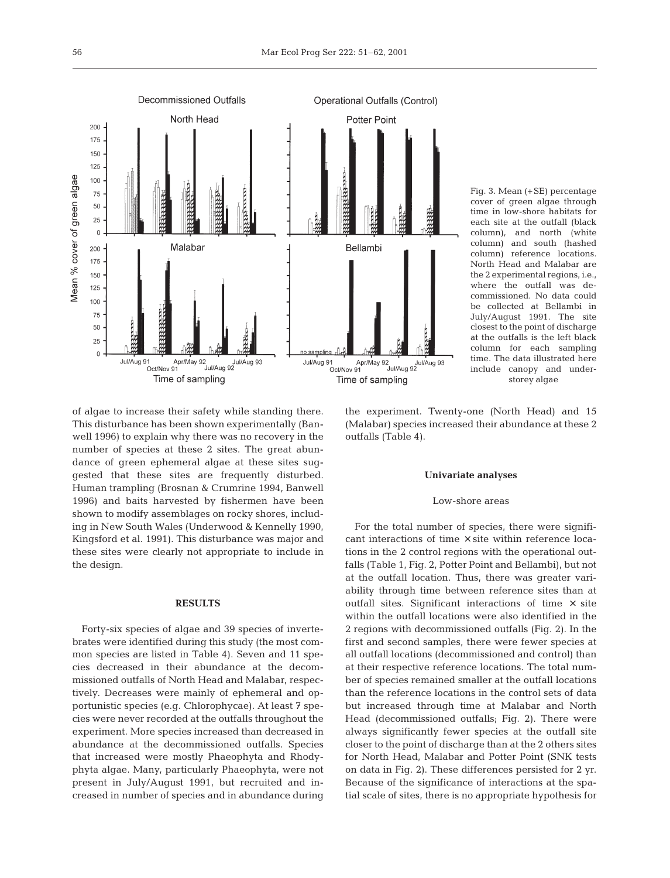Fig. 3. Mean (+SE) percentage cover of green algae through time in low-shore habitats for each site at the outfall (black column), and north (white column) and south (hashed column) reference locations. North Head and Malabar are the 2 experimental regions, i.e., where the outfall was decommissioned. No data could be collected at Bellambi in July/August 1991. The site closest to the point of discharge at the outfalls is the left black column for each sampling time. The data illustrated here include canopy and understorey algae

of algae to increase their safety while standing there. This disturbance has been shown experimentally (Banwell 1996) to explain why there was no recovery in the number of species at these 2 sites. The great abundance of green ephemeral algae at these sites suggested that these sites are frequently disturbed. Human trampling (Brosnan & Crumrine 1994, Banwell 1996) and baits harvested by fishermen have been shown to modify assemblages on rocky shores, including in New South Wales (Underwood & Kennelly 1990, Kingsford et al. 1991). This disturbance was major and these sites were clearly not appropriate to include in the design.

## RESULTS

Forty-six species of algae and 39 species of invertebrates were identified during this study (the most common species are listed in Table 4). Seven and 11 species decreased in their abundance at the decommissioned outfalls of North Head and Malabar, respectively. Decreases were mainly of ephemeral and opportunistic species (e.g. Chlorophycae). At least 7 species were never recorded at the outfalls throughout the experiment. More species increased than decreased in abundance at the decommissioned outfalls. Species that increased were mostly Phaeophyta and Rhodyphyta algae. Many, particularly Phaeophyta, were not present in July/August 1991, but recruited and increased in number of species and in abundance during the experiment. Twenty-one (North Head) and 15 (Malabar) species increased their abundance at these 2 outfalls (Table 4).

### Univariate analyses

#### Low-shore areas

For the total number of species, there were significant interactions of time × site within reference locations in the 2 control regions with the operational outfalls (Table 1, Fig. 2, Potter Point and Bellambi), but not at the outfall location. Thus, there was greater variability through time between reference sites than at outfall sites. Significant interactions of time × site within the outfall locations were also identified in the 2 regions with decommissioned outfalls (Fig. 2). In the first and second samples, there were fewer species at all outfall locations (decommissioned and control) than at their respective reference locations. The total number of species remained smaller at the outfall locations than the reference locations in the control sets of data but increased through time at Malabar and North Head (decommissioned outfalls; Fig. 2). There were always significantly fewer species at the outfall site closer to the point of discharge than at the 2 others sites for North Head, Malabar and Potter Point (SNK tests on data in Fig. 2). These differences persisted for 2 yr. Because of the significance of interactions at the spatial scale of sites, there is no appropriate hypothesis for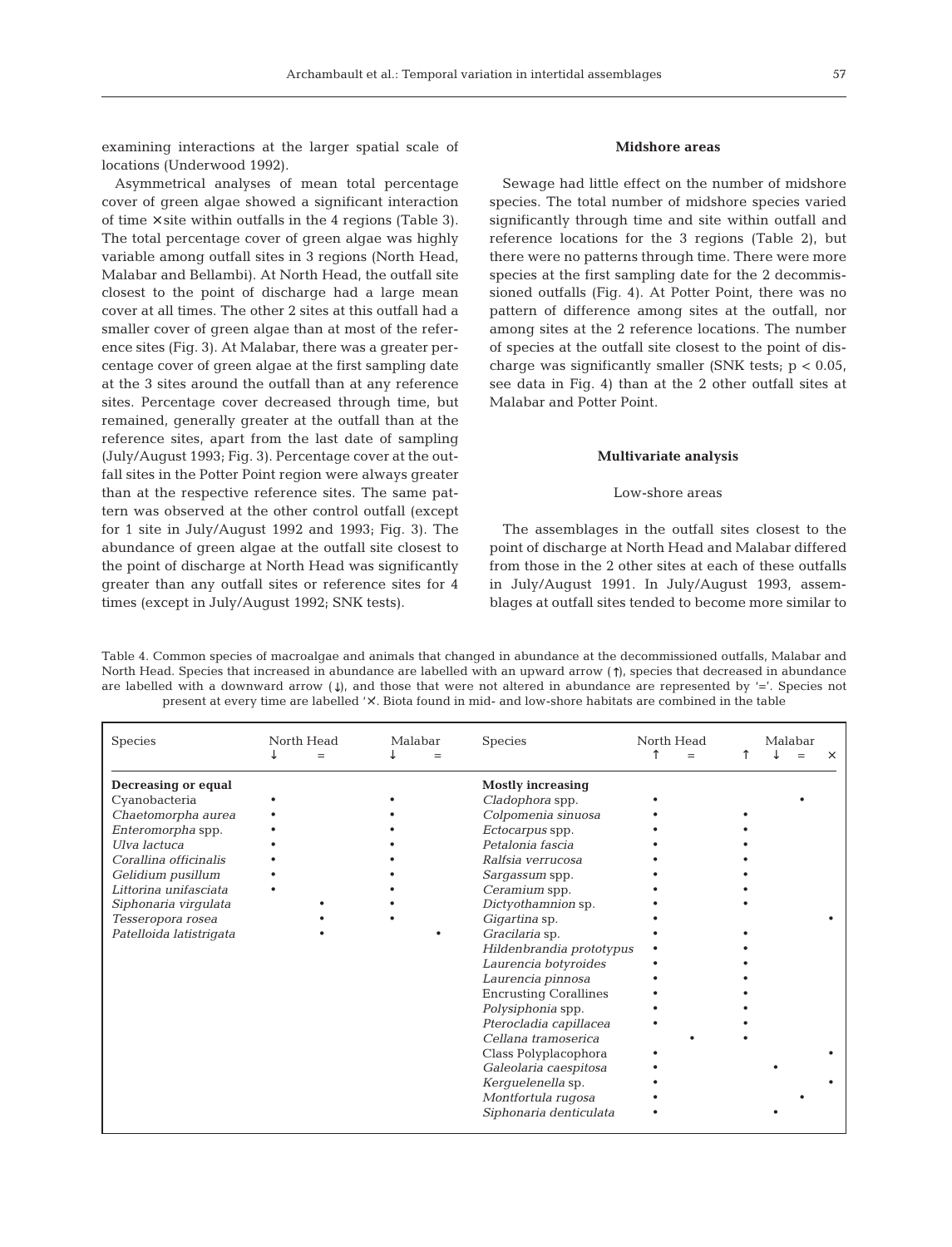examining interactions at the larger spatial scale of locations (Underwood 1992).

Asymmetrical analyses of mean total percentage cover of green algae showed a significant interaction of time × site within outfalls in the 4 regions (Table 3). The total percentage cover of green algae was highly variable among outfall sites in 3 regions (North Head, Malabar and Bellambi). At North Head, the outfall site closest to the point of discharge had a large mean cover at all times. The other 2 sites at this outfall had a smaller cover of green algae than at most of the reference sites (Fig. 3). At Malabar, there was a greater percentage cover of green algae at the first sampling date at the 3 sites around the outfall than at any reference sites. Percentage cover decreased through time, but remained, generally greater at the outfall than at the reference sites, apart from the last date of sampling (July/August 1993; Fig. 3). Percentage cover at the outfall sites in the Potter Point region were always greater than at the respective reference sites. The same pattern was observed at the other control outfall (except for 1 site in July/August 1992 and 1993; Fig. 3). The abundance of green algae at the outfall site closest to the point of discharge at North Head was significantly greater than any outfall sites or reference sites for 4 times (except in July/August 1992; SNK tests).

### Midshore areas

Sewage had little effect on the number of midshore species. The total number of midshore species varied significantly through time and site within outfall and reference locations for the 3 regions (Table 2), but there were no patterns through time. There were more species at the first sampling date for the 2 decommissioned outfalls (Fig. 4). At Potter Point, there was no pattern of difference among sites at the outfall, nor among sites at the 2 reference locations. The number of species at the outfall site closest to the point of discharge was significantly smaller (SNK tests; $p < 0.05$, see data in Fig. 4) than at the 2 other outfall sites at Malabar and Potter Point.

## Multivariate analysis

### Low-shore areas

The assemblages in the outfall sites closest to the point of discharge at North Head and Malabar differed from those in the 2 other sites at each of these outfalls in July/August 1991. In July/August 1993, assemblages at outfall sites tended to become more similar to

Table 4. Common species of macroalgae and animals that changed in abundance at the decommissioned outfalls, Malabar and North Head. Species that increased in abundance are labelled with an upward arrow (↑), species that decreased in abundance are labelled with a downward arrow (↓), and those that were not altered in abundance are represented by '='. Species not present at every time are labelled '×'. Biota found in mid- and low-shore habitats are combined in the table

| Species | North Head ↓ | North Head = | Malabar ↓ | Malabar = | Species | North Head ↑ | North Head = | Malabar ↑ | Malabar ↓ | Malabar = | Malabar × |
|---|---|---|---|---|---|---|---|---|---|---|---|
| **Decreasing or equal** | | | | | **Mostly increasing** | | | | | | |
| Cyanobacteria | • | | • | | *Cladophora* spp. | • | | | | • | |
| *Chaetomorpha aurea* | • | | • | | *Colpomenia sinuosa* | • | | • | | | |
| *Enteromorpha* spp. | • | | • | | *Ectocarpus* spp. | • | | • | | | |
| *Ulva lactuca* | • | | • | | *Petalonia fascia* | • | | • | | | |
| *Corallina officinalis* | • | | • | | *Ralfsia verrucosa* | • | | • | | | |
| *Gelidium pusillum* | • | | • | | *Sargassum* spp. | • | | • | | | |
| *Littorina unifasciata* | • | | • | | *Ceramium* spp. | • | | • | | | |
| *Siphonaria virgulata* | | • | • | | *Dictyothamnion* sp. | • | | • | | | |
| *Tesseropora rosea* | | • | • | | *Gigartina* sp. | • | | | | | • |
| *Patelloida latistrigata* | | • | | • | *Gracilaria* sp. | • | | • | | | |
| | | | | | *Hildenbrandia prototypus* | • | | • | | | |
| | | | | | *Laurencia botyroides* | • | | • | | | |
| | | | | | *Laurencia pinnosa* | • | | • | | | |
| | | | | | Encrusting Corallines | • | | • | | | |
| | | | | | *Polysiphonia* spp. | • | | • | | | |
| | | | | | *Pterocladia capillacea* | • | | • | | | |
| | | | | | *Cellana tramoserica* | | • | • | | | |
| | | | | | Class Polyplacophora | • | | | | | • |
| | | | | | *Galeolaria caespitosa* | • | | | • | | |
| | | | | | *Kerguelenella* sp. | • | | | | | • |
| | | | | | *Montfortula rugosa* | • | | | | • | |
| | | | | | *Siphonaria denticulata* | • | | | • | | |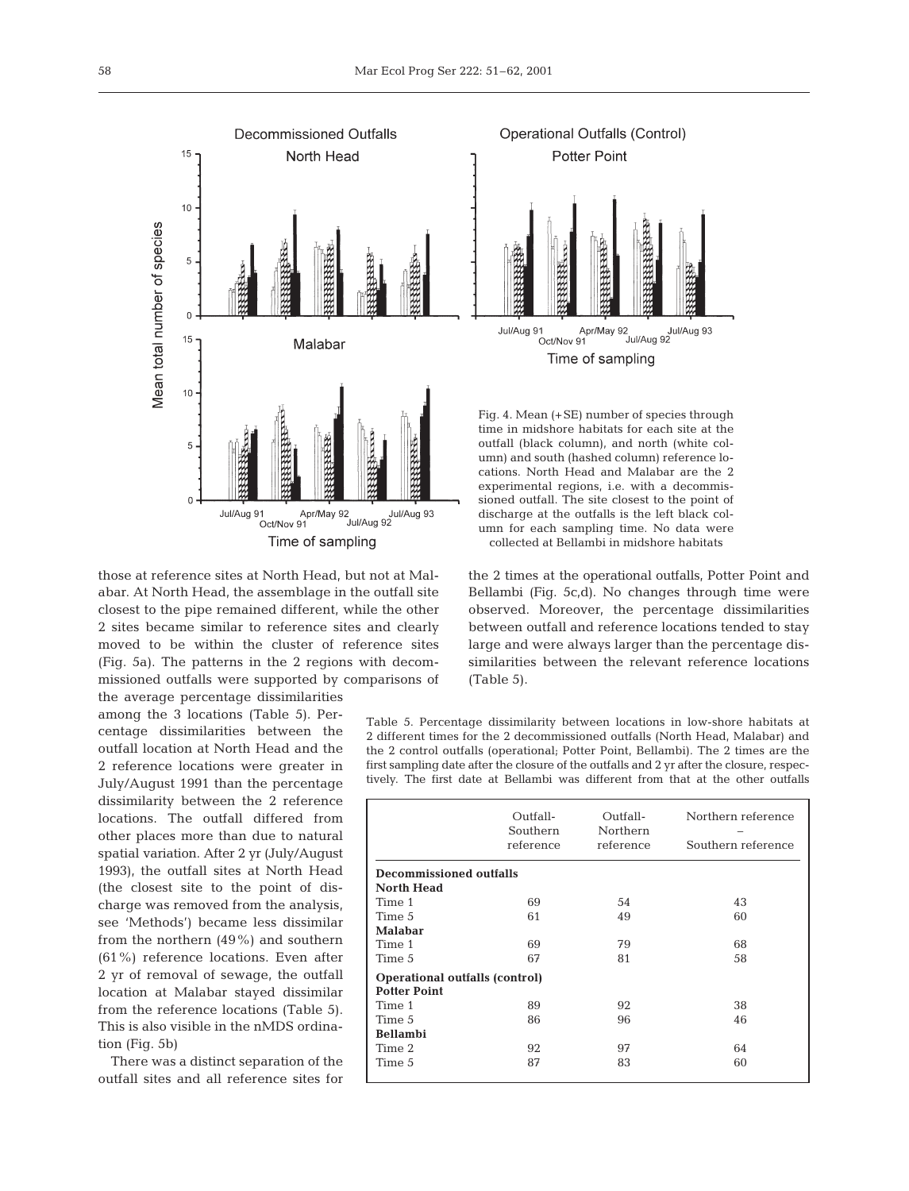Fig. 4. Mean (+SE) number of species through time in midshore habitats for each site at the outfall (black column), and north (white column) and south (hashed column) reference locations. North Head and Malabar are the 2 experimental regions, i.e. with a decommissioned outfall. The site closest to the point of discharge at the outfalls is the left black column for each sampling time. No data were collected at Bellambi in midshore habitats

those at reference sites at North Head, but not at Malabar. At North Head, the assemblage in the outfall site closest to the pipe remained different, while the other 2 sites became similar to reference sites and clearly moved to be within the cluster of reference sites (Fig. 5a). The patterns in the 2 regions with decommissioned outfalls were supported by comparisons of the average percentage dissimilarities among the 3 locations (Table 5). Percentage dissimilarities between the outfall location at North Head and the 2 reference locations were greater in July/August 1991 than the percentage dissimilarity between the 2 reference locations. The outfall differed from other places more than due to natural spatial variation. After 2 yr (July/August 1993), the outfall sites at North Head (the closest site to the point of discharge was removed from the analysis, see 'Methods') became less dissimilar from the northern (49%) and southern (61%) reference locations. Even after 2 yr of removal of sewage, the outfall location at Malabar stayed dissimilar from the reference locations (Table 5). This is also visible in the nMDS ordination (Fig. 5b)

There was a distinct separation of the outfall sites and all reference sites for the 2 times at the operational outfalls, Potter Point and Bellambi (Fig. 5c,d). No changes through time were observed. Moreover, the percentage dissimilarities between outfall and reference locations tended to stay large and were always larger than the percentage dissimilarities between the relevant reference locations (Table 5).

Table 5. Percentage dissimilarity between locations in low-shore habitats at 2 different times for the 2 decommissioned outfalls (North Head, Malabar) and the 2 control outfalls (operational; Potter Point, Bellambi). The 2 times are the first sampling date after the closure of the outfalls and 2 yr after the closure, respectively. The first date at Bellambi was different from that at the other outfalls

| | Outfall-Southern reference | Outfall-Northern reference | Northern reference – Southern reference |
|---|---|---|---|
| **Decommissioned outfalls** | | | |
| **North Head** | | | |
| Time 1 | 69 | 54 | 43 |
| Time 5 | 61 | 49 | 60 |
| **Malabar** | | | |
| Time 1 | 69 | 79 | 68 |
| Time 5 | 67 | 81 | 58 |
| **Operational outfalls (control)** | | | |
| **Potter Point** | | | |
| Time 1 | 89 | 92 | 38 |
| Time 5 | 86 | 96 | 46 |
| **Bellambi** | | | |
| Time 2 | 92 | 97 | 64 |
| Time 5 | 87 | 83 | 60 |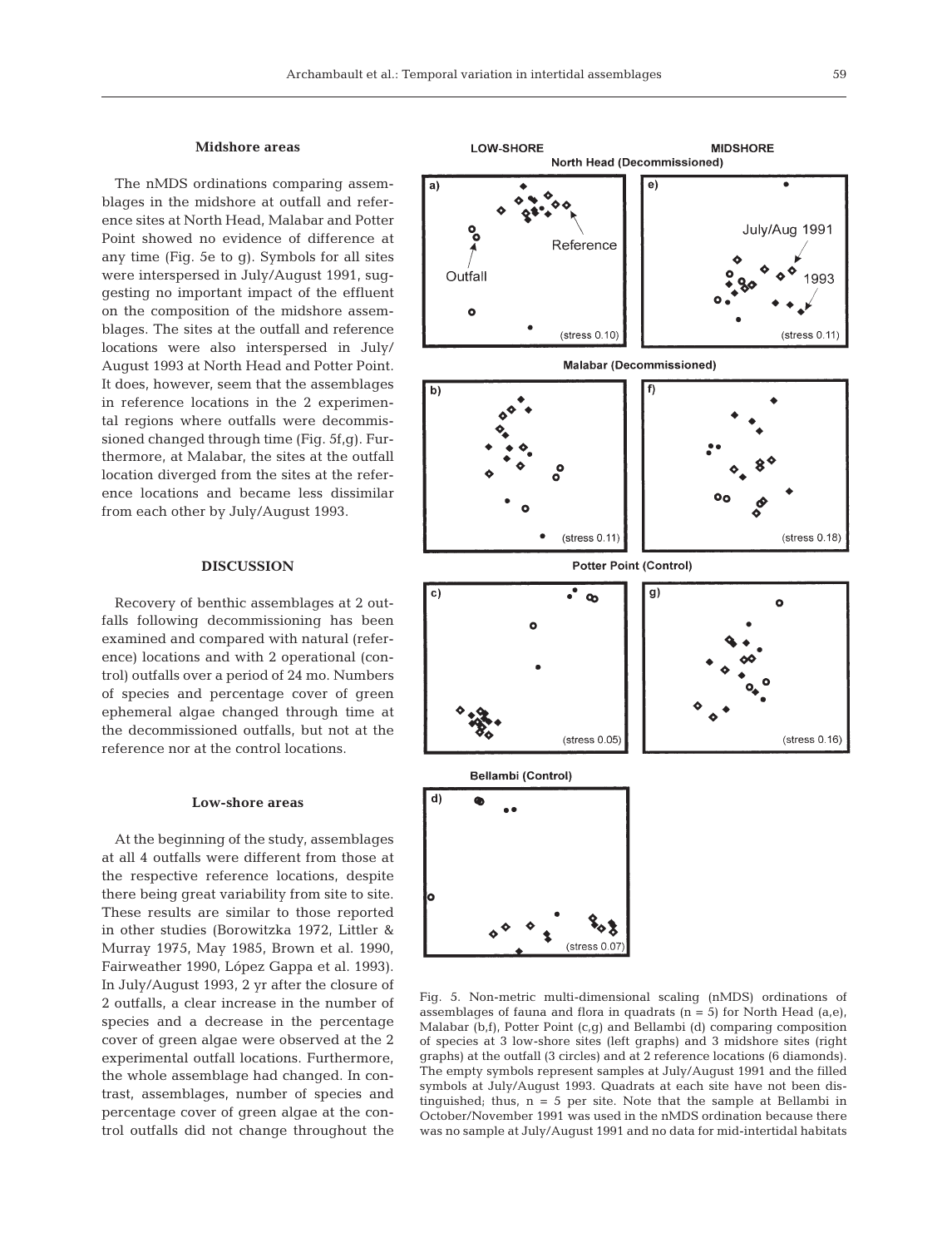### Midshore areas

The nMDS ordinations comparing assemblages in the midshore at outfall and reference sites at North Head, Malabar and Potter Point showed no evidence of difference at any time (Fig. 5e to g). Symbols for all sites were interspersed in July/August 1991, suggesting no important impact of the effluent on the composition of the midshore assemblages. The sites at the outfall and reference locations were also interspersed in July/August 1993 at North Head and Potter Point. It does, however, seem that the assemblages in reference locations in the 2 experimental regions where outfalls were decommissioned changed through time (Fig. 5f,g). Furthermore, at Malabar, the sites at the outfall location diverged from the sites at the reference locations and became less dissimilar from each other by July/August 1993.

## DISCUSSION

Recovery of benthic assemblages at 2 outfalls following decommissioning has been examined and compared with natural (reference) locations and with 2 operational (control) outfalls over a period of 24 mo. Numbers of species and percentage cover of green ephemeral algae changed through time at the decommissioned outfalls, but not at the reference nor at the control locations.

### Low-shore areas

At the beginning of the study, assemblages at all 4 outfalls were different from those at the respective reference locations, despite there being great variability from site to site. These results are similar to those reported in other studies (Borowitzka 1972, Littler & Murray 1975, May 1985, Brown et al. 1990, Fairweather 1990, López Gappa et al. 1993). In July/August 1993, 2 yr after the closure of 2 outfalls, a clear increase in the number of species and a decrease in the percentage cover of green algae were observed at the 2 experimental outfall locations. Furthermore, the whole assemblage had changed. In contrast, assemblages, number of species and percentage cover of green algae at the control outfalls did not change throughout the

Fig. 5. Non-metric multi-dimensional scaling (nMDS) ordinations of assemblages of fauna and flora in quadrats (n = 5) for North Head (a,e), Malabar (b,f), Potter Point (c,g) and Bellambi (d) comparing composition of species at 3 low-shore sites (left graphs) and 3 midshore sites (right graphs) at the outfall (3 circles) and at 2 reference locations (6 diamonds). The empty symbols represent samples at July/August 1991 and the filled symbols at July/August 1993. Quadrats at each site have not been distinguished; thus, n = 5 per site. Note that the sample at Bellambi in October/November 1991 was used in the nMDS ordination because there was no sample at July/August 1991 and no data for mid-intertidal habitats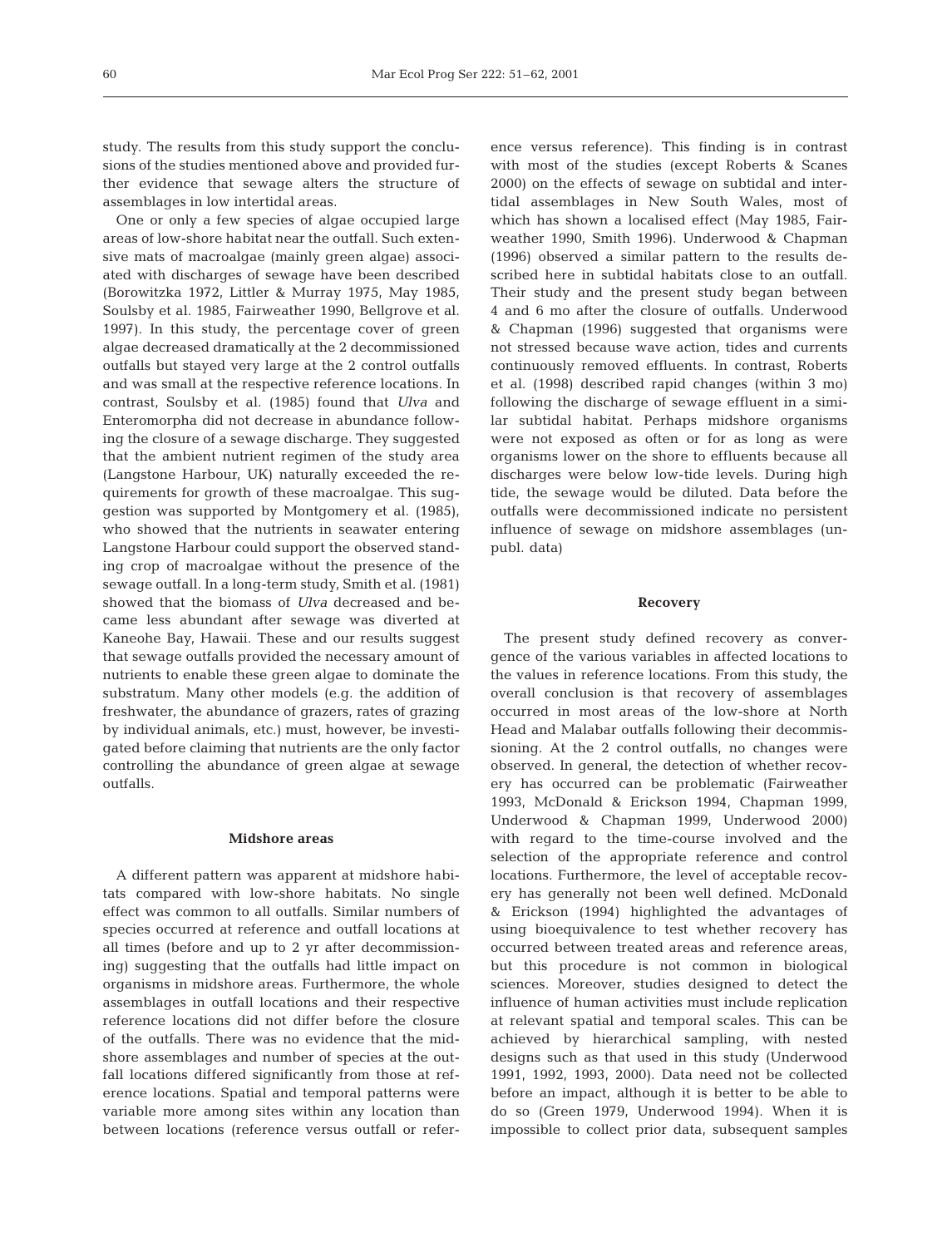study. The results from this study support the conclusions of the studies mentioned above and provided further evidence that sewage alters the structure of assemblages in low intertidal areas.

One or only a few species of algae occupied large areas of low-shore habitat near the outfall. Such extensive mats of macroalgae (mainly green algae) associated with discharges of sewage have been described (Borowitzka 1972, Littler & Murray 1975, May 1985, Soulsby et al. 1985, Fairweather 1990, Bellgrove et al. 1997). In this study, the percentage cover of green algae decreased dramatically at the 2 decommissioned outfalls but stayed very large at the 2 control outfalls and was small at the respective reference locations. In contrast, Soulsby et al. (1985) found that *Ulva* and Enteromorpha did not decrease in abundance following the closure of a sewage discharge. They suggested that the ambient nutrient regimen of the study area (Langstone Harbour, UK) naturally exceeded the requirements for growth of these macroalgae. This suggestion was supported by Montgomery et al. (1985), who showed that the nutrients in seawater entering Langstone Harbour could support the observed standing crop of macroalgae without the presence of the sewage outfall. In a long-term study, Smith et al. (1981) showed that the biomass of *Ulva* decreased and became less abundant after sewage was diverted at Kaneohe Bay, Hawaii. These and our results suggest that sewage outfalls provided the necessary amount of nutrients to enable these green algae to dominate the substratum. Many other models (e.g. the addition of freshwater, the abundance of grazers, rates of grazing by individual animals, etc.) must, however, be investigated before claiming that nutrients are the only factor controlling the abundance of green algae at sewage outfalls.

### Midshore areas

A different pattern was apparent at midshore habitats compared with low-shore habitats. No single effect was common to all outfalls. Similar numbers of species occurred at reference and outfall locations at all times (before and up to 2 yr after decommissioning) suggesting that the outfalls had little impact on organisms in midshore areas. Furthermore, the whole assemblages in outfall locations and their respective reference locations did not differ before the closure of the outfalls. There was no evidence that the midshore assemblages and number of species at the outfall locations differed significantly from those at reference locations. Spatial and temporal patterns were variable more among sites within any location than between locations (reference versus outfall or reference versus reference). This finding is in contrast with most of the studies (except Roberts & Scanes 2000) on the effects of sewage on subtidal and intertidal assemblages in New South Wales, most of which has shown a localised effect (May 1985, Fairweather 1990, Smith 1996). Underwood & Chapman (1996) observed a similar pattern to the results described here in subtidal habitats close to an outfall. Their study and the present study began between 4 and 6 mo after the closure of outfalls. Underwood & Chapman (1996) suggested that organisms were not stressed because wave action, tides and currents continuously removed effluents. In contrast, Roberts et al. (1998) described rapid changes (within 3 mo) following the discharge of sewage effluent in a similar subtidal habitat. Perhaps midshore organisms were not exposed as often or for as long as were organisms lower on the shore to effluents because all discharges were below low-tide levels. During high tide, the sewage would be diluted. Data before the outfalls were decommissioned indicate no persistent influence of sewage on midshore assemblages (unpubl. data)

### Recovery

The present study defined recovery as convergence of the various variables in affected locations to the values in reference locations. From this study, the overall conclusion is that recovery of assemblages occurred in most areas of the low-shore at North Head and Malabar outfalls following their decommissioning. At the 2 control outfalls, no changes were observed. In general, the detection of whether recovery has occurred can be problematic (Fairweather 1993, McDonald & Erickson 1994, Chapman 1999, Underwood & Chapman 1999, Underwood 2000) with regard to the time-course involved and the selection of the appropriate reference and control locations. Furthermore, the level of acceptable recovery has generally not been well defined. McDonald & Erickson (1994) highlighted the advantages of using bioequivalence to test whether recovery has occurred between treated areas and reference areas, but this procedure is not common in biological sciences. Moreover, studies designed to detect the influence of human activities must include replication at relevant spatial and temporal scales. This can be achieved by hierarchical sampling, with nested designs such as that used in this study (Underwood 1991, 1992, 1993, 2000). Data need not be collected before an impact, although it is better to be able to do so (Green 1979, Underwood 1994). When it is impossible to collect prior data, subsequent samples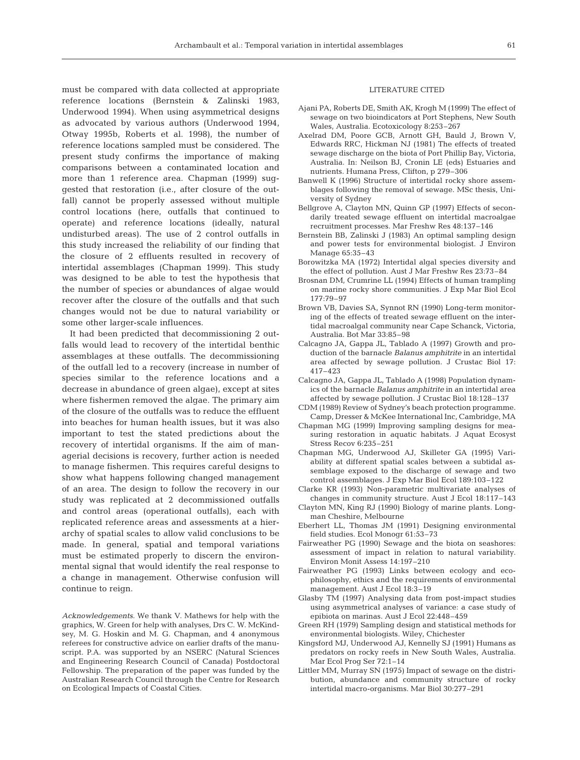must be compared with data collected at appropriate reference locations (Bernstein & Zalinski 1983, Underwood 1994). When using asymmetrical designs as advocated by various authors (Underwood 1994, Otway 1995b, Roberts et al. 1998), the number of reference locations sampled must be considered. The present study confirms the importance of making comparisons between a contaminated location and more than 1 reference area. Chapman (1999) suggested that restoration (i.e., after closure of the outfall) cannot be properly assessed without multiple control locations (here, outfalls that continued to operate) and reference locations (ideally, natural undisturbed areas). The use of 2 control outfalls in this study increased the reliability of our finding that the closure of 2 effluents resulted in recovery of intertidal assemblages (Chapman 1999). This study was designed to be able to test the hypothesis that the number of species or abundances of algae would recover after the closure of the outfalls and that such changes would not be due to natural variability or some other larger-scale influences.

It had been predicted that decommissioning 2 outfalls would lead to recovery of the intertidal benthic assemblages at these outfalls. The decommissioning of the outfall led to a recovery (increase in number of species similar to the reference locations and a decrease in abundance of green algae), except at sites where fishermen removed the algae. The primary aim of the closure of the outfalls was to reduce the effluent into beaches for human health issues, but it was also important to test the stated predictions about the recovery of intertidal organisms. If the aim of managerial decisions is recovery, further action is needed to manage fishermen. This requires careful designs to show what happens following changed management of an area. The design to follow the recovery in our study was replicated at 2 decommissioned outfalls and control areas (operational outfalls), each with replicated reference areas and assessments at a hierarchy of spatial scales to allow valid conclusions to be made. In general, spatial and temporal variations must be estimated properly to discern the environmental signal that would identify the real response to a change in management. Otherwise confusion will continue to reign.

*Acknowledgements.* We thank V. Mathews for help with the graphics, W. Green for help with analyses, Drs C. W. McKindsey, M. G. Hoskin and M. G. Chapman, and 4 anonymous referees for constructive advice on earlier drafts of the manuscript. P.A. was supported by an NSERC (Natural Sciences and Engineering Research Council of Canada) Postdoctoral Fellowship. The preparation of the paper was funded by the Australian Research Council through the Centre for Research on Ecological Impacts of Coastal Cities.

## LITERATURE CITED

Ajani PA, Roberts DE, Smith AK, Krogh M (1999) The effect of sewage on two bioindicators at Port Stephens, New South Wales, Australia. Ecotoxicology 8:253–267

Axelrad DM, Poore GCB, Arnott GH, Bauld J, Brown V, Edwards RRC, Hickman NJ (1981) The effects of treated sewage discharge on the biota of Port Phillip Bay, Victoria, Australia. In: Neilson BJ, Cronin LE (eds) Estuaries and nutrients. Humana Press, Clifton, p 279–306

Banwell K (1996) Structure of intertidal rocky shore assemblages following the removal of sewage. MSc thesis, University of Sydney

Bellgrove A, Clayton MN, Quinn GP (1997) Effects of secondarily treated sewage effluent on intertidal macroalgae recruitment processes. Mar Freshw Res 48:137–146

Bernstein BB, Zalinski J (1983) An optimal sampling design and power tests for environmental biologist. J Environ Manage 65:35–43

Borowitzka MA (1972) Intertidal algal species diversity and the effect of pollution. Aust J Mar Freshw Res 23:73–84

Brosnan DM, Crumrine LL (1994) Effects of human trampling on marine rocky shore communities. J Exp Mar Biol Ecol 177:79–97

Brown VB, Davies SA, Synnot RN (1990) Long-term monitoring of the effects of treated sewage effluent on the intertidal macroalgal community near Cape Schanck, Victoria, Australia. Bot Mar 33:85–98

Calcagno JA, Gappa JL, Tablado A (1997) Growth and production of the barnacle *Balanus amphitrite* in an intertidal area affected by sewage pollution. J Crustac Biol 17: 417–423

Calcagno JA, Gappa JL, Tablado A (1998) Population dynamics of the barnacle *Balanus amphitrite* in an intertidal area affected by sewage pollution. J Crustac Biol 18:128–137

CDM (1989) Review of Sydney's beach protection programme. Camp, Dresser & McKee International Inc, Cambridge, MA

Chapman MG (1999) Improving sampling designs for measuring restoration in aquatic habitats. J Aquat Ecosyst Stress Recov 6:235–251

Chapman MG, Underwood AJ, Skilleter GA (1995) Variability at different spatial scales between a subtidal assemblage exposed to the discharge of sewage and two control assemblages. J Exp Mar Biol Ecol 189:103–122

Clarke KR (1993) Non-parametric multivariate analyses of changes in community structure. Aust J Ecol 18:117–143

Clayton MN, King RJ (1990) Biology of marine plants. Longman Cheshire, Melbourne

Eberhert LL, Thomas JM (1991) Designing environmental field studies. Ecol Monogr 61:53–73

Fairweather PG (1990) Sewage and the biota on seashores: assessment of impact in relation to natural variability. Environ Monit Assess 14:197–210

Fairweather PG (1993) Links between ecology and ecophilosophy, ethics and the requirements of environmental management. Aust J Ecol 18:3–19

Glasby TM (1997) Analysing data from post-impact studies using asymmetrical analyses of variance: a case study of epibiota on marinas. Aust J Ecol 22:448–459

Green RH (1979) Sampling design and statistical methods for environmental biologists. Wiley, Chichester

Kingsford MJ, Underwood AJ, Kennelly SJ (1991) Humans as predators on rocky reefs in New South Wales, Australia. Mar Ecol Prog Ser 72:1–14

Littler MM, Murray SN (1975) Impact of sewage on the distribution, abundance and community structure of rocky intertidal macro-organisms. Mar Biol 30:277–291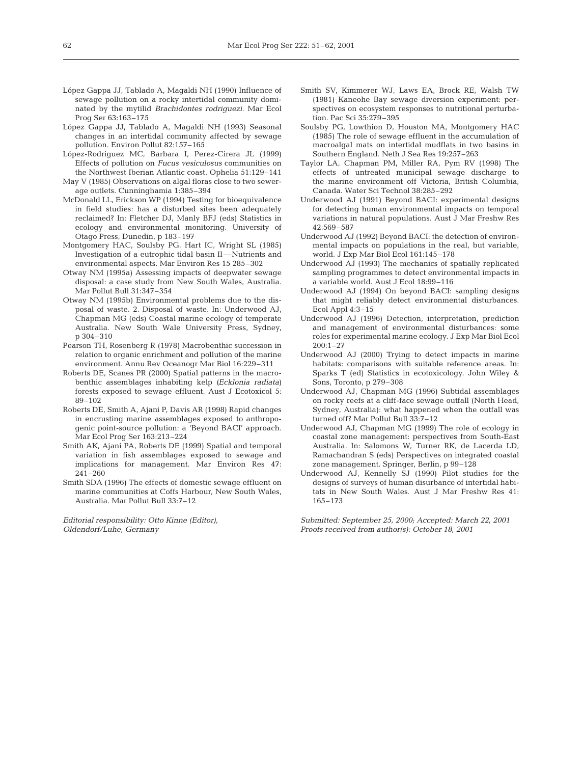López Gappa JJ, Tablado A, Magaldi NH (1990) Influence of sewage pollution on a rocky intertidal community dominated by the mytilid *Brachidontes rodriguezi.* Mar Ecol Prog Ser 63:163–175

López Gappa JJ, Tablado A, Magaldi NH (1993) Seasonal changes in an intertidal community affected by sewage pollution. Environ Pollut 82:157–165

López-Rodriguez MC, Barbara I, Perez-Cirera JL (1999) Effects of pollution on *Fucus vesiculosus* communities on the Northwest Iberian Atlantic coast. Ophelia 51:129–141

May V (1985) Observations on algal floras close to two sewerage outlets. Cunninghamia 1:385–394

McDonald LL, Erickson WP (1994) Testing for bioequivalence in field studies: has a disturbed sites been adequately reclaimed? In: Fletcher DJ, Manly BFJ (eds) Statistics in ecology and environmental monitoring. University of Otago Press, Dunedin, p 183–197

Montgomery HAC, Soulsby PG, Hart IC, Wright SL (1985) Investigation of a eutrophic tidal basin II—Nutrients and environmental aspects. Mar Environ Res 15 285–302

Otway NM (1995a) Assessing impacts of deepwater sewage disposal: a case study from New South Wales, Australia. Mar Pollut Bull 31:347–354

Otway NM (1995b) Environmental problems due to the disposal of waste. 2. Disposal of waste. In: Underwood AJ, Chapman MG (eds) Coastal marine ecology of temperate Australia. New South Wale University Press, Sydney, p 304–310

Pearson TH, Rosenberg R (1978) Macrobenthic succession in relation to organic enrichment and pollution of the marine environment. Annu Rev Oceanogr Mar Biol 16:229–311

Roberts DE, Scanes PR (2000) Spatial patterns in the macrobenthic assemblages inhabiting kelp (*Ecklonia radiata*) forests exposed to sewage effluent. Aust J Ecotoxicol 5: 89–102

Roberts DE, Smith A, Ajani P, Davis AR (1998) Rapid changes in encrusting marine assemblages exposed to anthropogenic point-source pollution: a 'Beyond BACI' approach. Mar Ecol Prog Ser 163:213–224

Smith AK, Ajani PA, Roberts DE (1999) Spatial and temporal variation in fish assemblages exposed to sewage and implications for management. Mar Environ Res 47: 241–260

Smith SDA (1996) The effects of domestic sewage effluent on marine communities at Coffs Harbour, New South Wales, Australia. Mar Pollut Bull 33:7–12

Smith SV, Kimmerer WJ, Laws EA, Brock RE, Walsh TW (1981) Kaneohe Bay sewage diversion experiment: perspectives on ecosystem responses to nutritional perturbation. Pac Sci 35:279–395

Soulsby PG, Lowthion D, Houston MA, Montgomery HAC (1985) The role of sewage effluent in the accumulation of macroalgal mats on intertidal mudflats in two basins in Southern England. Neth J Sea Res 19:257–263

Taylor LA, Chapman PM, Miller RA, Pym RV (1998) The effects of untreated municipal sewage discharge to the marine environment off Victoria, British Columbia, Canada. Water Sci Technol 38:285–292

Underwood AJ (1991) Beyond BACI: experimental designs for detecting human environmental impacts on temporal variations in natural populations. Aust J Mar Freshw Res 42:569–587

Underwood AJ (1992) Beyond BACI: the detection of environmental impacts on populations in the real, but variable, world. J Exp Mar Biol Ecol 161:145–178

Underwood AJ (1993) The mechanics of spatially replicated sampling programmes to detect environmental impacts in a variable world. Aust J Ecol 18:99–116

Underwood AJ (1994) On beyond BACI: sampling designs that might reliably detect environmental disturbances. Ecol Appl 4:3–15

Underwood AJ (1996) Detection, interpretation, prediction and management of environmental disturbances: some roles for experimental marine ecology. J Exp Mar Biol Ecol 200:1–27

Underwood AJ (2000) Trying to detect impacts in marine habitats: comparisons with suitable reference areas. In: Sparks T (ed) Statistics in ecotoxicology. John Wiley & Sons, Toronto, p 279–308

Underwood AJ, Chapman MG (1996) Subtidal assemblages on rocky reefs at a cliff-face sewage outfall (North Head, Sydney, Australia): what happened when the outfall was turned off? Mar Pollut Bull 33:7–12

Underwood AJ, Chapman MG (1999) The role of ecology in coastal zone management: perspectives from South-East Australia. In: Salomons W, Turner RK, de Lacerda LD, Ramachandran S (eds) Perspectives on integrated coastal zone management. Springer, Berlin, p 99–128

Underwood AJ, Kennelly SJ (1990) Pilot studies for the designs of surveys of human disturbance of intertidal habitats in New South Wales. Aust J Mar Freshw Res 41: 165–173

*Editorial responsibility: Otto Kinne (Editor), Oldendorf/Luhe, Germany*

*Submitted: September 25, 2000; Accepted: March 22, 2001*
*Proofs received from author(s): October 18, 2001*